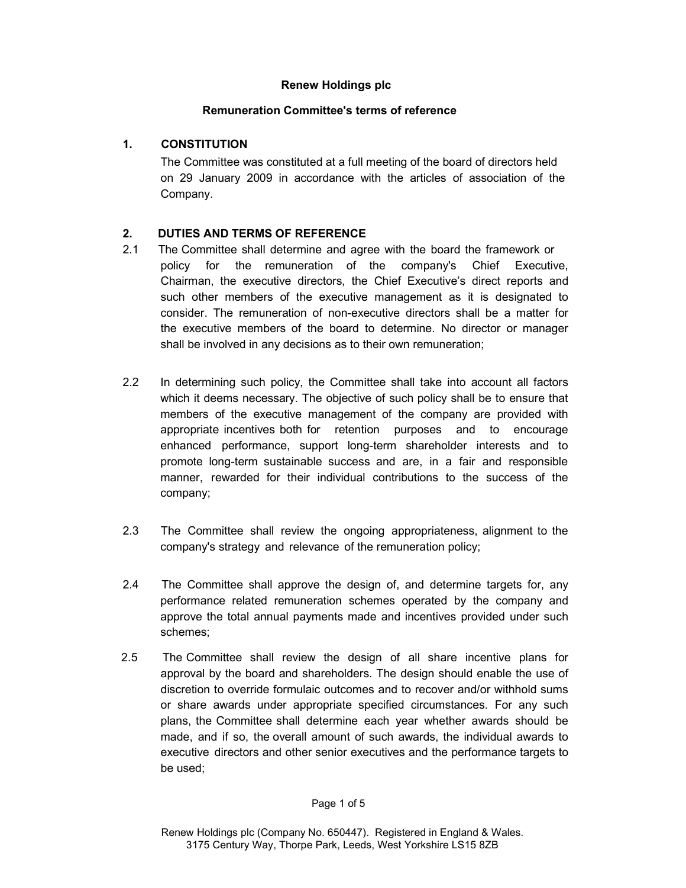**Renew Holdings plc**

**Remuneration Committee's terms of reference**

## 1. CONSTITUTION

The Committee was constituted at a full meeting of the board of directors held on 29 January 2009 in accordance with the articles of association of the Company.

## 2. DUTIES AND TERMS OF REFERENCE

2.1 The Committee shall determine and agree with the board the framework or policy for the remuneration of the company's Chief Executive, Chairman, the executive directors, the Chief Executive's direct reports and such other members of the executive management as it is designated to consider. The remuneration of non-executive directors shall be a matter for the executive members of the board to determine. No director or manager shall be involved in any decisions as to their own remuneration;

2.2 In determining such policy, the Committee shall take into account all factors which it deems necessary. The objective of such policy shall be to ensure that members of the executive management of the company are provided with appropriate incentives both for retention purposes and to encourage enhanced performance, support long-term shareholder interests and to promote long-term sustainable success and are, in a fair and responsible manner, rewarded for their individual contributions to the success of the company;

2.3 The Committee shall review the ongoing appropriateness, alignment to the company's strategy and relevance of the remuneration policy;

2.4 The Committee shall approve the design of, and determine targets for, any performance related remuneration schemes operated by the company and approve the total annual payments made and incentives provided under such schemes;

2.5 The Committee shall review the design of all share incentive plans for approval by the board and shareholders. The design should enable the use of discretion to override formulaic outcomes and to recover and/or withhold sums or share awards under appropriate specified circumstances. For any such plans, the Committee shall determine each year whether awards should be made, and if so, the overall amount of such awards, the individual awards to executive directors and other senior executives and the performance targets to be used;

Renew Holdings plc (Company No. 650447). Registered in England & Wales.
3175 Century Way, Thorpe Park, Leeds, West Yorkshire LS15 8ZB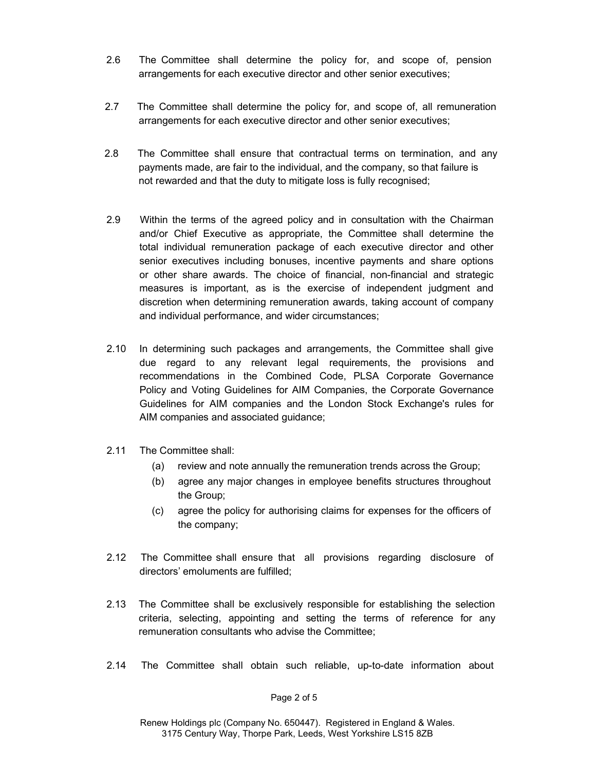2.6 The Committee shall determine the policy for, and scope of, pension arrangements for each executive director and other senior executives;

2.7 The Committee shall determine the policy for, and scope of, all remuneration arrangements for each executive director and other senior executives;

2.8 The Committee shall ensure that contractual terms on termination, and any payments made, are fair to the individual, and the company, so that failure is not rewarded and that the duty to mitigate loss is fully recognised;

2.9 Within the terms of the agreed policy and in consultation with the Chairman and/or Chief Executive as appropriate, the Committee shall determine the total individual remuneration package of each executive director and other senior executives including bonuses, incentive payments and share options or other share awards. The choice of financial, non-financial and strategic measures is important, as is the exercise of independent judgment and discretion when determining remuneration awards, taking account of company and individual performance, and wider circumstances;

2.10 In determining such packages and arrangements, the Committee shall give due regard to any relevant legal requirements, the provisions and recommendations in the Combined Code, PLSA Corporate Governance Policy and Voting Guidelines for AIM Companies, the Corporate Governance Guidelines for AIM companies and the London Stock Exchange's rules for AIM companies and associated guidance;

2.11 The Committee shall:

   (a) review and note annually the remuneration trends across the Group;

   (b) agree any major changes in employee benefits structures throughout the Group;

   (c) agree the policy for authorising claims for expenses for the officers of the company;

2.12 The Committee shall ensure that all provisions regarding disclosure of directors' emoluments are fulfilled;

2.13 The Committee shall be exclusively responsible for establishing the selection criteria, selecting, appointing and setting the terms of reference for any remuneration consultants who advise the Committee;

2.14 The Committee shall obtain such reliable, up-to-date information about

Renew Holdings plc (Company No. 650447). Registered in England & Wales.
3175 Century Way, Thorpe Park, Leeds, West Yorkshire LS15 8ZB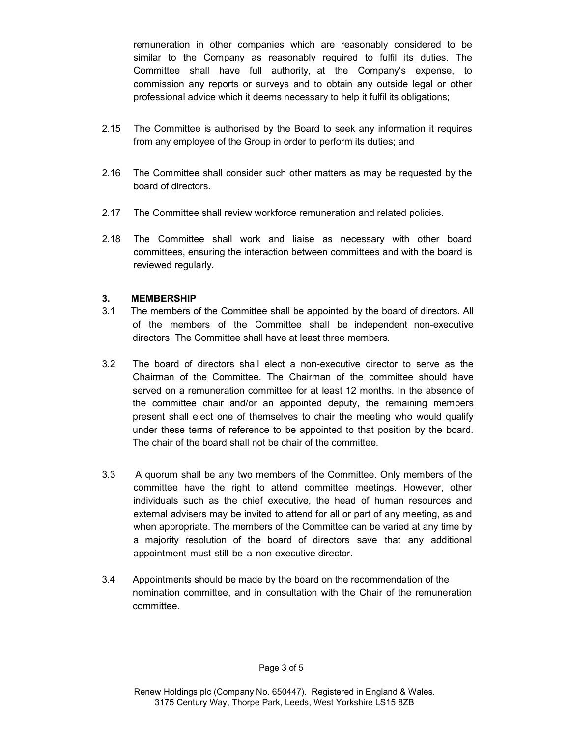remuneration in other companies which are reasonably considered to be similar to the Company as reasonably required to fulfil its duties. The Committee shall have full authority, at the Company's expense, to commission any reports or surveys and to obtain any outside legal or other professional advice which it deems necessary to help it fulfil its obligations;

2.15 The Committee is authorised by the Board to seek any information it requires from any employee of the Group in order to perform its duties; and

2.16 The Committee shall consider such other matters as may be requested by the board of directors.

2.17 The Committee shall review workforce remuneration and related policies.

2.18 The Committee shall work and liaise as necessary with other board committees, ensuring the interaction between committees and with the board is reviewed regularly.

**3. MEMBERSHIP**

3.1 The members of the Committee shall be appointed by the board of directors. All of the members of the Committee shall be independent non-executive directors. The Committee shall have at least three members.

3.2 The board of directors shall elect a non-executive director to serve as the Chairman of the Committee. The Chairman of the committee should have served on a remuneration committee for at least 12 months. In the absence of the committee chair and/or an appointed deputy, the remaining members present shall elect one of themselves to chair the meeting who would qualify under these terms of reference to be appointed to that position by the board. The chair of the board shall not be chair of the committee.

3.3 A quorum shall be any two members of the Committee. Only members of the committee have the right to attend committee meetings. However, other individuals such as the chief executive, the head of human resources and external advisers may be invited to attend for all or part of any meeting, as and when appropriate. The members of the Committee can be varied at any time by a majority resolution of the board of directors save that any additional appointment must still be a non-executive director.

3.4 Appointments should be made by the board on the recommendation of the nomination committee, and in consultation with the Chair of the remuneration committee.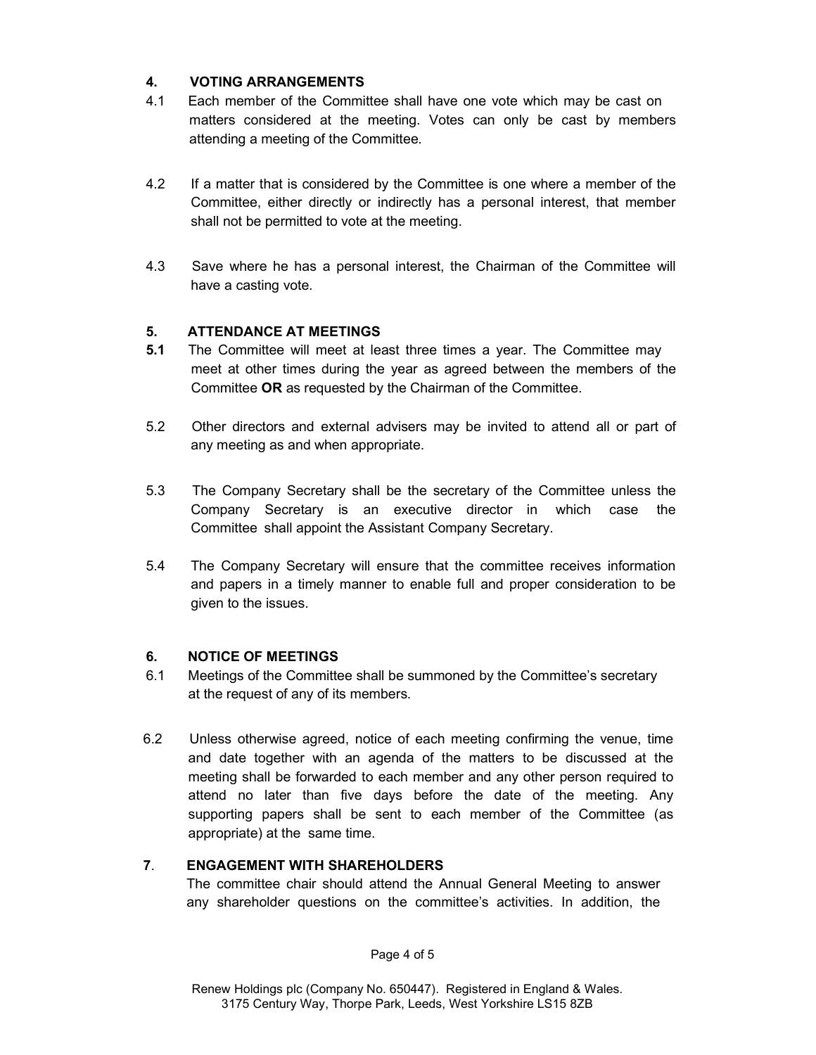## 4. VOTING ARRANGEMENTS

4.1 Each member of the Committee shall have one vote which may be cast on matters considered at the meeting. Votes can only be cast by members attending a meeting of the Committee.

4.2 If a matter that is considered by the Committee is one where a member of the Committee, either directly or indirectly has a personal interest, that member shall not be permitted to vote at the meeting.

4.3 Save where he has a personal interest, the Chairman of the Committee will have a casting vote.

## 5. ATTENDANCE AT MEETINGS

**5.1** The Committee will meet at least three times a year. The Committee may meet at other times during the year as agreed between the members of the Committee **OR** as requested by the Chairman of the Committee.

5.2 Other directors and external advisers may be invited to attend all or part of any meeting as and when appropriate.

5.3 The Company Secretary shall be the secretary of the Committee unless the Company Secretary is an executive director in which case the Committee shall appoint the Assistant Company Secretary.

5.4 The Company Secretary will ensure that the committee receives information and papers in a timely manner to enable full and proper consideration to be given to the issues.

## 6. NOTICE OF MEETINGS

6.1 Meetings of the Committee shall be summoned by the Committee's secretary at the request of any of its members.

6.2 Unless otherwise agreed, notice of each meeting confirming the venue, time and date together with an agenda of the matters to be discussed at the meeting shall be forwarded to each member and any other person required to attend no later than five days before the date of the meeting. Any supporting papers shall be sent to each member of the Committee (as appropriate) at the same time.

## 7. ENGAGEMENT WITH SHAREHOLDERS

The committee chair should attend the Annual General Meeting to answer any shareholder questions on the committee's activities. In addition, the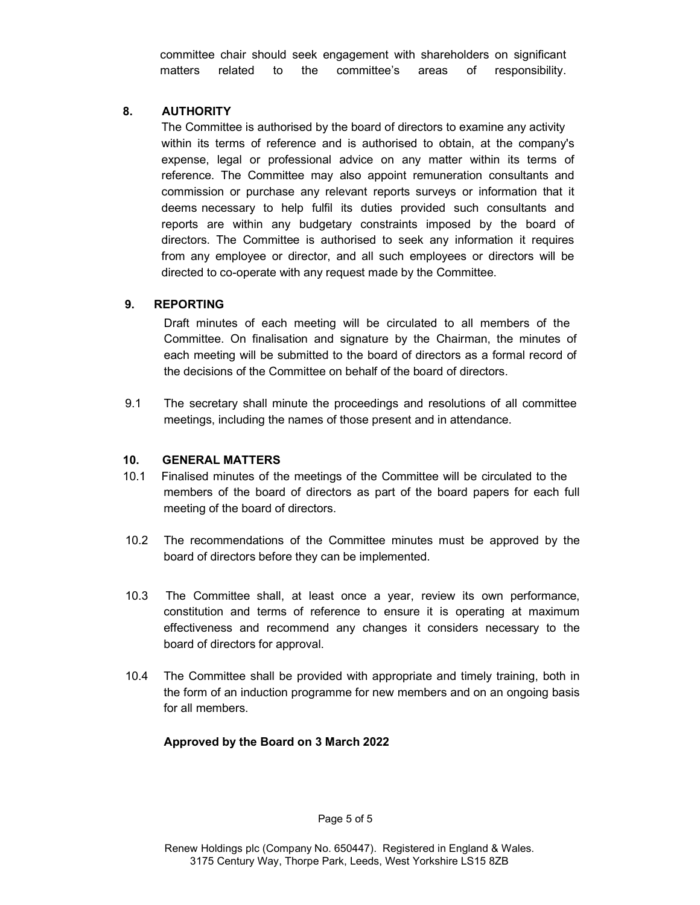committee chair should seek engagement with shareholders on significant matters related to the committee's areas of responsibility.

## 8. AUTHORITY

The Committee is authorised by the board of directors to examine any activity within its terms of reference and is authorised to obtain, at the company's expense, legal or professional advice on any matter within its terms of reference. The Committee may also appoint remuneration consultants and commission or purchase any relevant reports surveys or information that it deems necessary to help fulfil its duties provided such consultants and reports are within any budgetary constraints imposed by the board of directors. The Committee is authorised to seek any information it requires from any employee or director, and all such employees or directors will be directed to co-operate with any request made by the Committee.

## 9. REPORTING

Draft minutes of each meeting will be circulated to all members of the Committee. On finalisation and signature by the Chairman, the minutes of each meeting will be submitted to the board of directors as a formal record of the decisions of the Committee on behalf of the board of directors.

9.1 The secretary shall minute the proceedings and resolutions of all committee meetings, including the names of those present and in attendance.

## 10. GENERAL MATTERS

10.1 Finalised minutes of the meetings of the Committee will be circulated to the members of the board of directors as part of the board papers for each full meeting of the board of directors.

10.2 The recommendations of the Committee minutes must be approved by the board of directors before they can be implemented.

10.3 The Committee shall, at least once a year, review its own performance, constitution and terms of reference to ensure it is operating at maximum effectiveness and recommend any changes it considers necessary to the board of directors for approval.

10.4 The Committee shall be provided with appropriate and timely training, both in the form of an induction programme for new members and on an ongoing basis for all members.

**Approved by the Board on 3 March 2022**

Renew Holdings plc (Company No. 650447). Registered in England & Wales.
3175 Century Way, Thorpe Park, Leeds, West Yorkshire LS15 8ZB